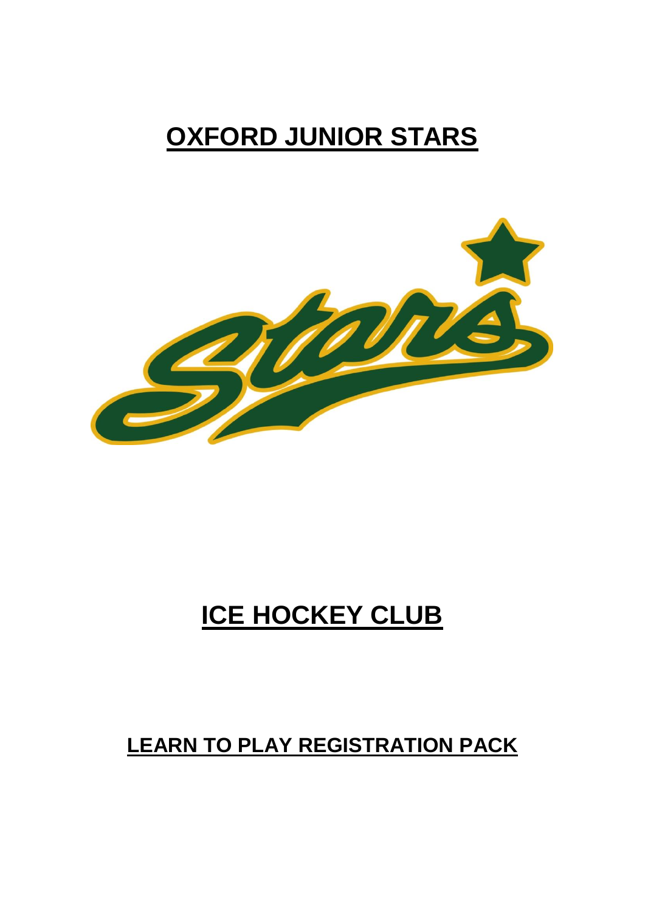# OXFORD JUNIOR STARS

# ICE HOCKEY CLUB

## LEARN TO PLAY REGISTRATION PACK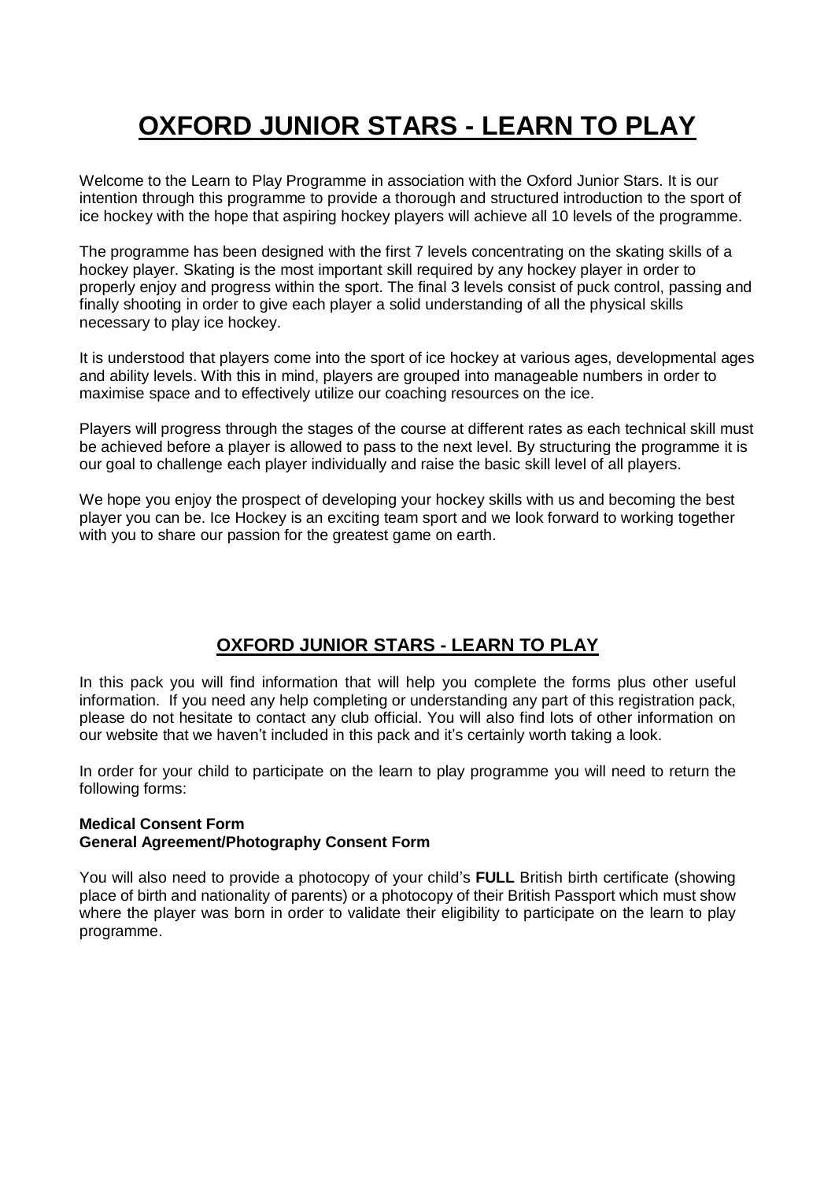# OXFORD JUNIOR STARS - LEARN TO PLAY

Welcome to the Learn to Play Programme in association with the Oxford Junior Stars. It is our intention through this programme to provide a thorough and structured introduction to the sport of ice hockey with the hope that aspiring hockey players will achieve all 10 levels of the programme.

The programme has been designed with the first 7 levels concentrating on the skating skills of a hockey player. Skating is the most important skill required by any hockey player in order to properly enjoy and progress within the sport. The final 3 levels consist of puck control, passing and finally shooting in order to give each player a solid understanding of all the physical skills necessary to play ice hockey.

It is understood that players come into the sport of ice hockey at various ages, developmental ages and ability levels. With this in mind, players are grouped into manageable numbers in order to maximise space and to effectively utilize our coaching resources on the ice.

Players will progress through the stages of the course at different rates as each technical skill must be achieved before a player is allowed to pass to the next level. By structuring the programme it is our goal to challenge each player individually and raise the basic skill level of all players.

We hope you enjoy the prospect of developing your hockey skills with us and becoming the best player you can be. Ice Hockey is an exciting team sport and we look forward to working together with you to share our passion for the greatest game on earth.

## OXFORD JUNIOR STARS - LEARN TO PLAY

In this pack you will find information that will help you complete the forms plus other useful information. If you need any help completing or understanding any part of this registration pack, please do not hesitate to contact any club official. You will also find lots of other information on our website that we haven't included in this pack and it's certainly worth taking a look.

In order for your child to participate on the learn to play programme you will need to return the following forms:

**Medical Consent Form**
**General Agreement/Photography Consent Form**

You will also need to provide a photocopy of your child's **FULL** British birth certificate (showing place of birth and nationality of parents) or a photocopy of their British Passport which must show where the player was born in order to validate their eligibility to participate on the learn to play programme.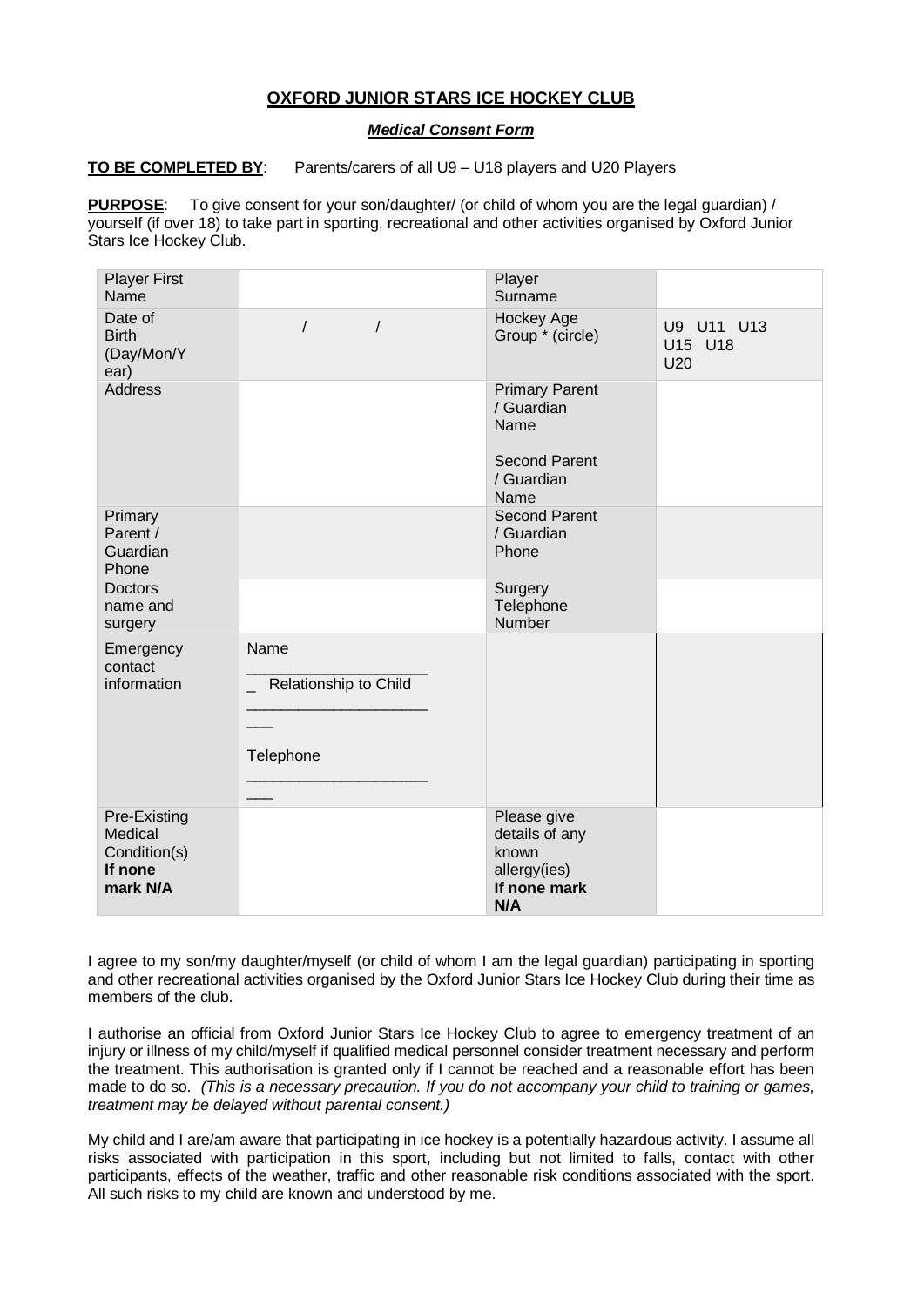**OXFORD JUNIOR STARS ICE HOCKEY CLUB**

***Medical Consent Form***

**TO BE COMPLETED BY**: Parents/carers of all U9 – U18 players and U20 Players

**PURPOSE**: To give consent for your son/daughter/ (or child of whom you are the legal guardian) / yourself (if over 18) to take part in sporting, recreational and other activities organised by Oxford Junior Stars Ice Hockey Club.

| Player First Name | | Player Surname | |
|---|---|---|---|
| Date of Birth (Day/Mon/Year) | / / | Hockey Age Group * (circle) | U9 U11 U13 U15 U18 U20 |
| Address | | Primary Parent / Guardian Name<br><br>Second Parent / Guardian Name | |
| Primary Parent / Guardian Phone | | Second Parent / Guardian Phone | |
| Doctors name and surgery | | Surgery Telephone Number | |
| Emergency contact information | Name ______________________ Relationship to Child ______________________ Telephone ______________________ | | |
| Pre-Existing Medical Condition(s) **If none mark N/A** | | Please give details of any known allergy(ies) **If none mark N/A** | |

I agree to my son/my daughter/myself (or child of whom I am the legal guardian) participating in sporting and other recreational activities organised by the Oxford Junior Stars Ice Hockey Club during their time as members of the club.

I authorise an official from Oxford Junior Stars Ice Hockey Club to agree to emergency treatment of an injury or illness of my child/myself if qualified medical personnel consider treatment necessary and perform the treatment. This authorisation is granted only if I cannot be reached and a reasonable effort has been made to do so. *(This is a necessary precaution. If you do not accompany your child to training or games, treatment may be delayed without parental consent.)*

My child and I are/am aware that participating in ice hockey is a potentially hazardous activity. I assume all risks associated with participation in this sport, including but not limited to falls, contact with other participants, effects of the weather, traffic and other reasonable risk conditions associated with the sport. All such risks to my child are known and understood by me.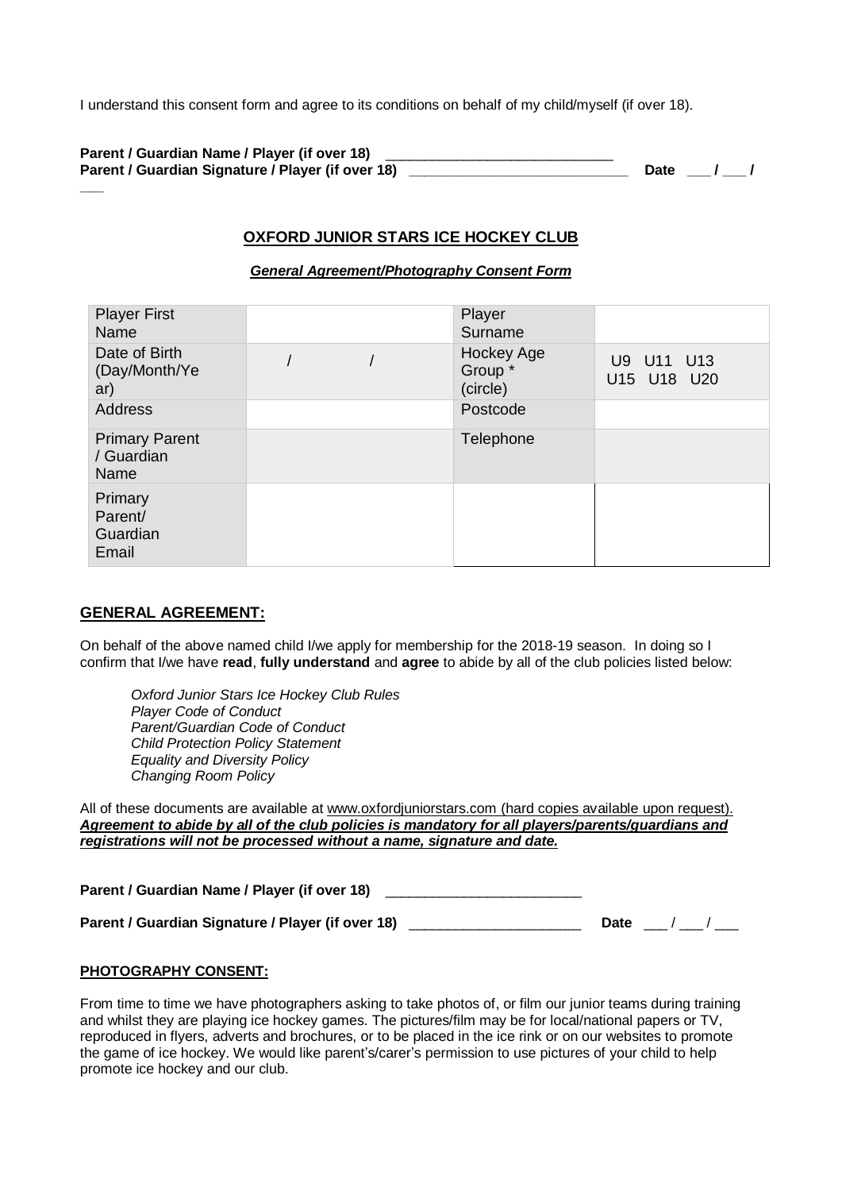I understand this consent form and agree to its conditions on behalf of my child/myself (if over 18).

**Parent / Guardian Name / Player (if over 18)** ____________________________
**Parent / Guardian Signature / Player (if over 18)** ___________________________ **Date ___ / ___ / ___**

## OXFORD JUNIOR STARS ICE HOCKEY CLUB

***General Agreement/Photography Consent Form***

| Player First Name | | Player Surname | |
|---|---|---|---|
| Date of Birth (Day/Month/Year) | / / | Hockey Age Group * (circle) | U9 U11 U13 U15 U18 U20 |
| Address | | Postcode | |
| Primary Parent / Guardian Name | | Telephone | |
| Primary Parent/ Guardian Email | | | |

## GENERAL AGREEMENT:

On behalf of the above named child I/we apply for membership for the 2018-19 season. In doing so I confirm that I/we have **read**, **fully understand** and **agree** to abide by all of the club policies listed below:

*Oxford Junior Stars Ice Hockey Club Rules*
*Player Code of Conduct*
*Parent/Guardian Code of Conduct*
*Child Protection Policy Statement*
*Equality and Diversity Policy*
*Changing Room Policy*

All of these documents are available at www.oxfordjuniorstars.com (hard copies available upon request).
***Agreement to abide by all of the club policies is mandatory for all players/parents/guardians and registrations will not be processed without a name, signature and date.***

**Parent / Guardian Name / Player (if over 18)** ________________________

**Parent / Guardian Signature / Player (if over 18)** _____________________ **Date** ___ / ___ / ___

### PHOTOGRAPHY CONSENT:

From time to time we have photographers asking to take photos of, or film our junior teams during training and whilst they are playing ice hockey games. The pictures/film may be for local/national papers or TV, reproduced in flyers, adverts and brochures, or to be placed in the ice rink or on our websites to promote the game of ice hockey. We would like parent's/carer's permission to use pictures of your child to help promote ice hockey and our club.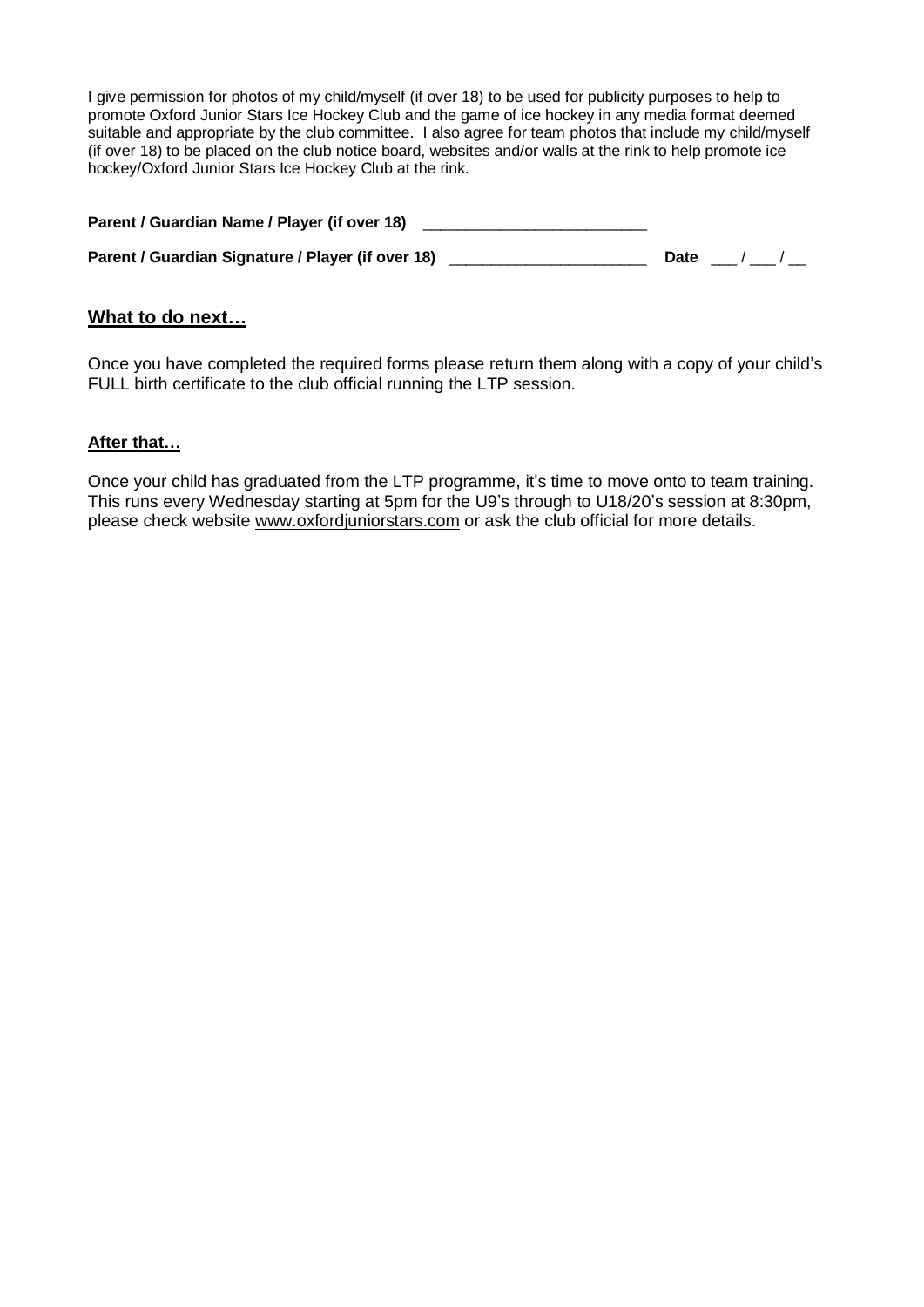I give permission for photos of my child/myself (if over 18) to be used for publicity purposes to help to promote Oxford Junior Stars Ice Hockey Club and the game of ice hockey in any media format deemed suitable and appropriate by the club committee. I also agree for team photos that include my child/myself (if over 18) to be placed on the club notice board, websites and/or walls at the rink to help promote ice hockey/Oxford Junior Stars Ice Hockey Club at the rink.

**Parent / Guardian Name / Player (if over 18)** ___________________________

**Parent / Guardian Signature / Player (if over 18)** _______________________ **Date** ___ / ___ / __

## What to do next…

Once you have completed the required forms please return them along with a copy of your child's FULL birth certificate to the club official running the LTP session.

### After that…

Once your child has graduated from the LTP programme, it's time to move onto to team training. This runs every Wednesday starting at 5pm for the U9's through to U18/20's session at 8:30pm, please check website www.oxfordjuniorstars.com or ask the club official for more details.